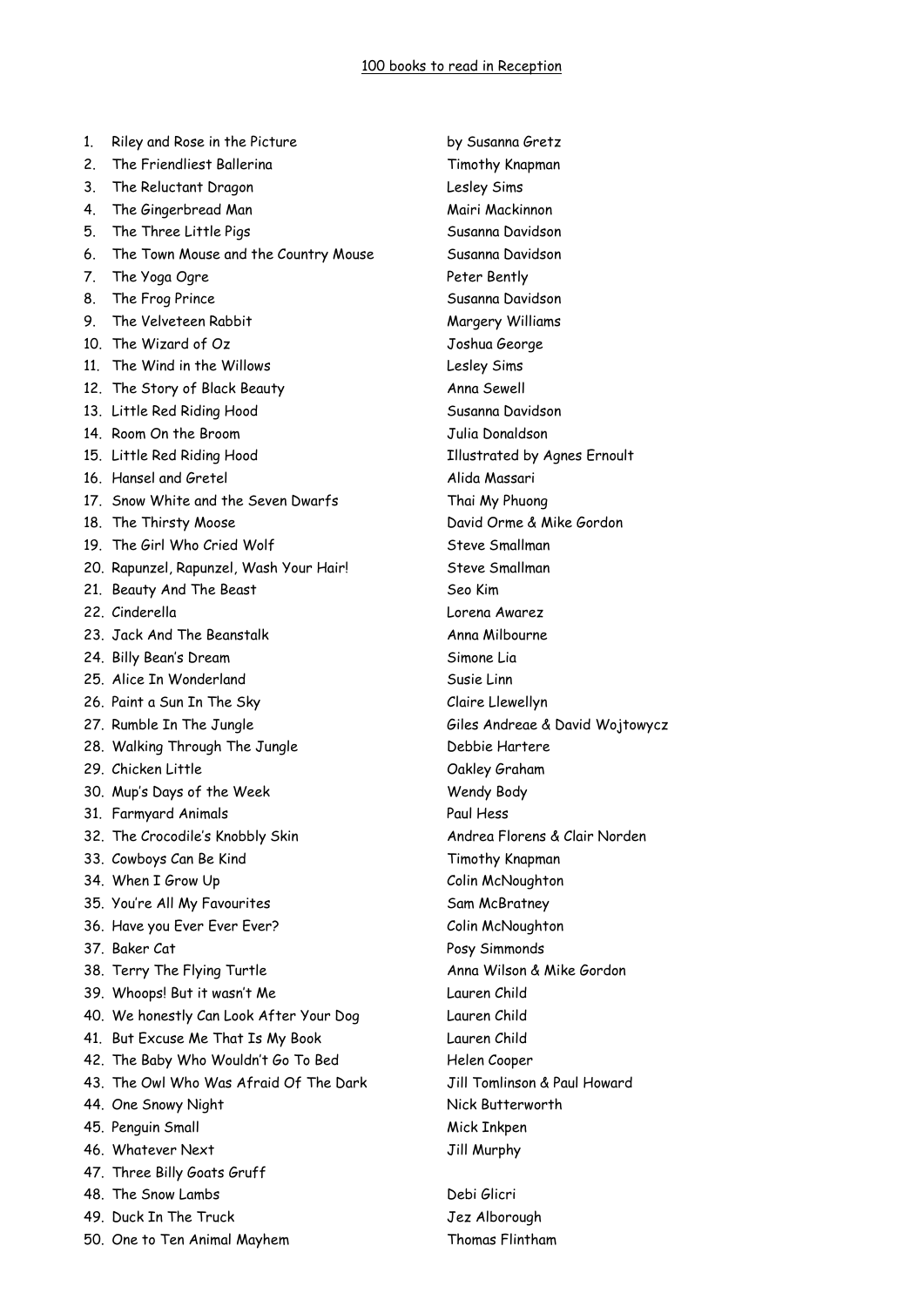100 books to read in Reception

| | Title | Author |
|---|---|---|
| 1. | Riley and Rose in the Picture | by Susanna Gretz |
| 2. | The Friendliest Ballerina | Timothy Knapman |
| 3. | The Reluctant Dragon | Lesley Sims |
| 4. | The Gingerbread Man | Mairi Mackinnon |
| 5. | The Three Little Pigs | Susanna Davidson |
| 6. | The Town Mouse and the Country Mouse | Susanna Davidson |
| 7. | The Yoga Ogre | Peter Bently |
| 8. | The Frog Prince | Susanna Davidson |
| 9. | The Velveteen Rabbit | Margery Williams |
| 10. | The Wizard of Oz | Joshua George |
| 11. | The Wind in the Willows | Lesley Sims |
| 12. | The Story of Black Beauty | Anna Sewell |
| 13. | Little Red Riding Hood | Susanna Davidson |
| 14. | Room On the Broom | Julia Donaldson |
| 15. | Little Red Riding Hood | Illustrated by Agnes Ernoult |
| 16. | Hansel and Gretel | Alida Massari |
| 17. | Snow White and the Seven Dwarfs | Thai My Phuong |
| 18. | The Thirsty Moose | David Orme & Mike Gordon |
| 19. | The Girl Who Cried Wolf | Steve Smallman |
| 20. | Rapunzel, Rapunzel, Wash Your Hair! | Steve Smallman |
| 21. | Beauty And The Beast | Seo Kim |
| 22. | Cinderella | Lorena Awarez |
| 23. | Jack And The Beanstalk | Anna Milbourne |
| 24. | Billy Bean's Dream | Simone Lia |
| 25. | Alice In Wonderland | Susie Linn |
| 26. | Paint a Sun In The Sky | Claire Llewellyn |
| 27. | Rumble In The Jungle | Giles Andreae & David Wojtowycz |
| 28. | Walking Through The Jungle | Debbie Hartere |
| 29. | Chicken Little | Oakley Graham |
| 30. | Mup's Days of the Week | Wendy Body |
| 31. | Farmyard Animals | Paul Hess |
| 32. | The Crocodile's Knobbly Skin | Andrea Florens & Clair Norden |
| 33. | Cowboys Can Be Kind | Timothy Knapman |
| 34. | When I Grow Up | Colin McNoughton |
| 35. | You're All My Favourites | Sam McBratney |
| 36. | Have you Ever Ever Ever? | Colin McNoughton |
| 37. | Baker Cat | Posy Simmonds |
| 38. | Terry The Flying Turtle | Anna Wilson & Mike Gordon |
| 39. | Whoops! But it wasn't Me | Lauren Child |
| 40. | We honestly Can Look After Your Dog | Lauren Child |
| 41. | But Excuse Me That Is My Book | Lauren Child |
| 42. | The Baby Who Wouldn't Go To Bed | Helen Cooper |
| 43. | The Owl Who Was Afraid Of The Dark | Jill Tomlinson & Paul Howard |
| 44. | One Snowy Night | Nick Butterworth |
| 45. | Penguin Small | Mick Inkpen |
| 46. | Whatever Next | Jill Murphy |
| 47. | Three Billy Goats Gruff | |
| 48. | The Snow Lambs | Debi Glicri |
| 49. | Duck In The Truck | Jez Alborough |
| 50. | One to Ten Animal Mayhem | Thomas Flintham |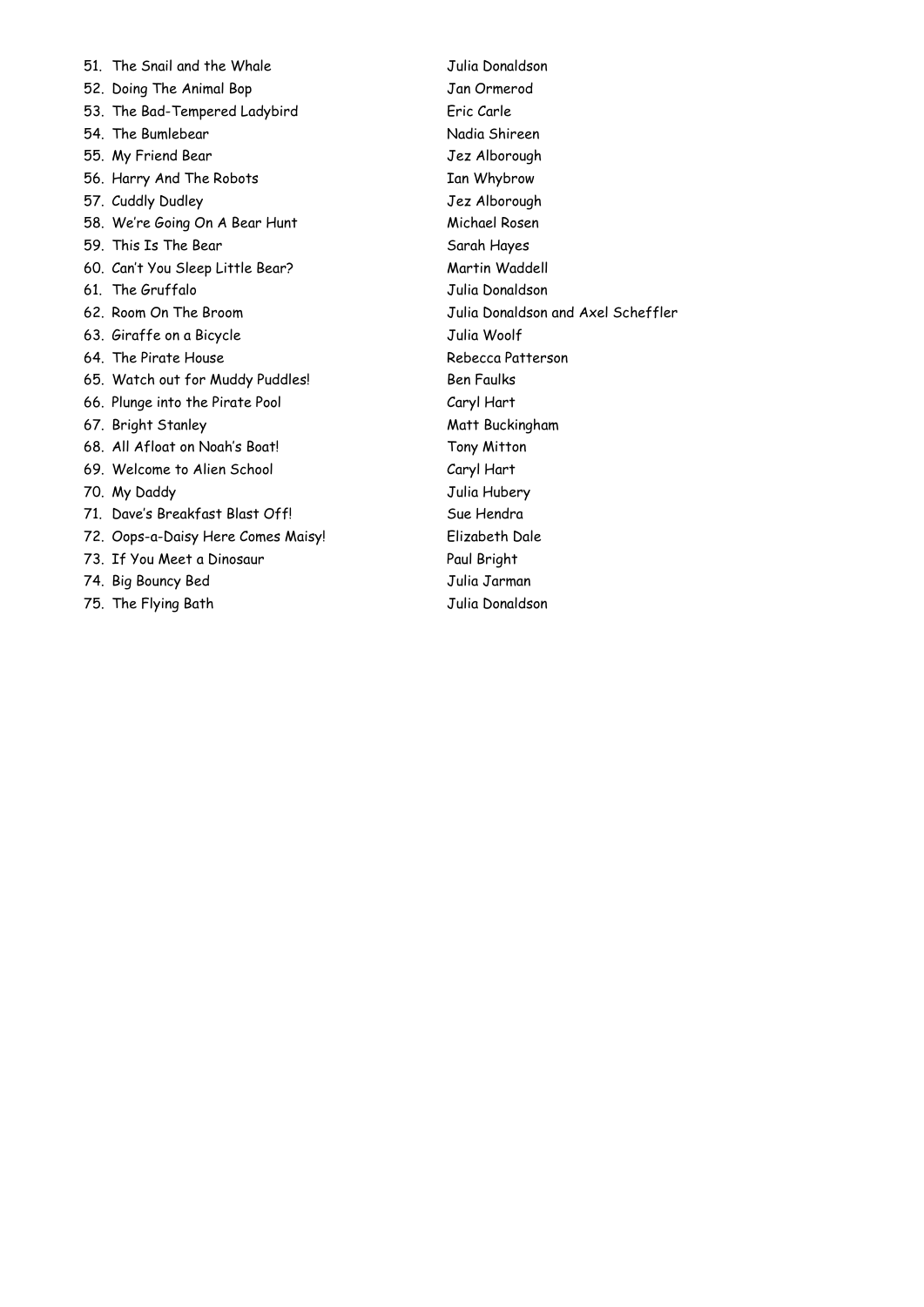| | | |
|---|---|---|
| 51. | The Snail and the Whale | Julia Donaldson |
| 52. | Doing The Animal Bop | Jan Ormerod |
| 53. | The Bad-Tempered Ladybird | Eric Carle |
| 54. | The Bumlebear | Nadia Shireen |
| 55. | My Friend Bear | Jez Alborough |
| 56. | Harry And The Robots | Ian Whybrow |
| 57. | Cuddly Dudley | Jez Alborough |
| 58. | We're Going On A Bear Hunt | Michael Rosen |
| 59. | This Is The Bear | Sarah Hayes |
| 60. | Can't You Sleep Little Bear? | Martin Waddell |
| 61. | The Gruffalo | Julia Donaldson |
| 62. | Room On The Broom | Julia Donaldson and Axel Scheffler |
| 63. | Giraffe on a Bicycle | Julia Woolf |
| 64. | The Pirate House | Rebecca Patterson |
| 65. | Watch out for Muddy Puddles! | Ben Faulks |
| 66. | Plunge into the Pirate Pool | Caryl Hart |
| 67. | Bright Stanley | Matt Buckingham |
| 68. | All Afloat on Noah's Boat! | Tony Mitton |
| 69. | Welcome to Alien School | Caryl Hart |
| 70. | My Daddy | Julia Hubery |
| 71. | Dave's Breakfast Blast Off! | Sue Hendra |
| 72. | Oops-a-Daisy Here Comes Maisy! | Elizabeth Dale |
| 73. | If You Meet a Dinosaur | Paul Bright |
| 74. | Big Bouncy Bed | Julia Jarman |
| 75. | The Flying Bath | Julia Donaldson |